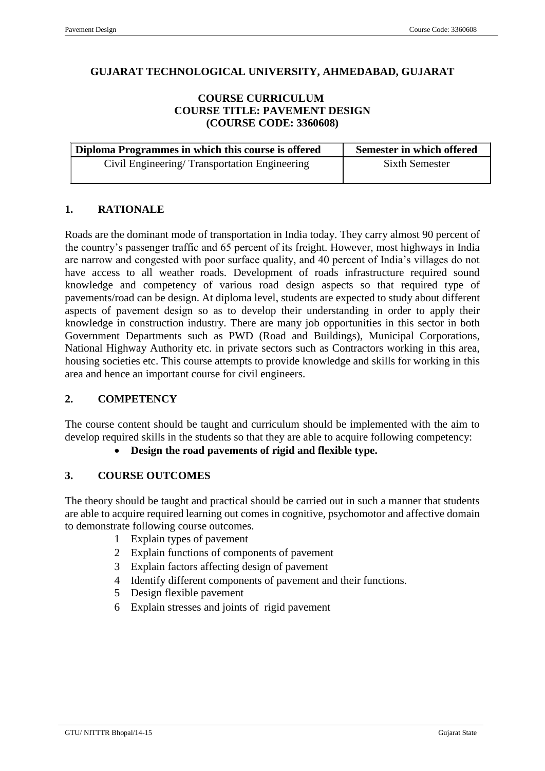# GUJARAT TECHNOLOGICAL UNIVERSITY, AHMEDABAD, GUJARAT

## COURSE CURRICULUM
## COURSE TITLE: PAVEMENT DESIGN
## (COURSE CODE: 3360608)

| Diploma Programmes in which this course is offered | Semester in which offered |
|---|---|
| Civil Engineering/ Transportation Engineering | Sixth Semester |

## 1. RATIONALE

Roads are the dominant mode of transportation in India today. They carry almost 90 percent of the country's passenger traffic and 65 percent of its freight. However, most highways in India are narrow and congested with poor surface quality, and 40 percent of India's villages do not have access to all weather roads. Development of roads infrastructure required sound knowledge and competency of various road design aspects so that required type of pavements/road can be design. At diploma level, students are expected to study about different aspects of pavement design so as to develop their understanding in order to apply their knowledge in construction industry. There are many job opportunities in this sector in both Government Departments such as PWD (Road and Buildings), Municipal Corporations, National Highway Authority etc. in private sectors such as Contractors working in this area, housing societies etc. This course attempts to provide knowledge and skills for working in this area and hence an important course for civil engineers.

## 2. COMPETENCY

The course content should be taught and curriculum should be implemented with the aim to develop required skills in the students so that they are able to acquire following competency:

- **Design the road pavements of rigid and flexible type.**

## 3. COURSE OUTCOMES

The theory should be taught and practical should be carried out in such a manner that students are able to acquire required learning out comes in cognitive, psychomotor and affective domain to demonstrate following course outcomes.

1. Explain types of pavement
2. Explain functions of components of pavement
3. Explain factors affecting design of pavement
4. Identify different components of pavement and their functions.
5. Design flexible pavement
6. Explain stresses and joints of rigid pavement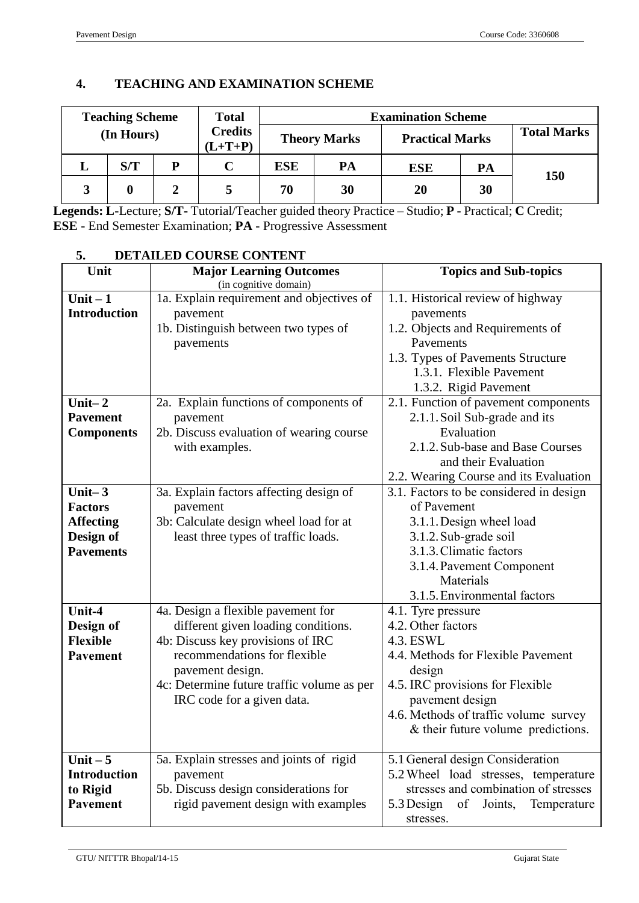## 4. TEACHING AND EXAMINATION SCHEME

| Teaching Scheme (In Hours) | | | Total Credits (L+T+P) | Examination Scheme | | | | |
|---|---|---|---|---|---|---|---|---|
| | | | | Theory Marks | | Practical Marks | | Total Marks |
| L | S/T | P | C | ESE | PA | ESE | PA | 150 |
| 3 | 0 | 2 | 5 | 70 | 30 | 20 | 30 | |

**Legends: L**-Lecture; **S/T-** Tutorial/Teacher guided theory Practice – Studio; **P** - Practical; **C** Credit; **ESE** - End Semester Examination; **PA** - Progressive Assessment

## 5. DETAILED COURSE CONTENT

| Unit | Major Learning Outcomes (in cognitive domain) | Topics and Sub-topics |
|---|---|---|
| **Unit – 1 Introduction** | 1a. Explain requirement and objectives of pavement<br>1b. Distinguish between two types of pavements | 1.1. Historical review of highway pavements<br>1.2. Objects and Requirements of Pavements<br>1.3. Types of Pavements Structure<br>1.3.1. Flexible Pavement<br>1.3.2. Rigid Pavement |
| **Unit– 2 Pavement Components** | 2a. Explain functions of components of pavement<br>2b. Discuss evaluation of wearing course with examples. | 2.1. Function of pavement components<br>2.1.1. Soil Sub-grade and its Evaluation<br>2.1.2. Sub-base and Base Courses and their Evaluation<br>2.2. Wearing Course and its Evaluation |
| **Unit– 3 Factors Affecting Design of Pavements** | 3a. Explain factors affecting design of pavement<br>3b: Calculate design wheel load for at least three types of traffic loads. | 3.1. Factors to be considered in design of Pavement<br>3.1.1. Design wheel load<br>3.1.2. Sub-grade soil<br>3.1.3. Climatic factors<br>3.1.4. Pavement Component Materials<br>3.1.5. Environmental factors |
| **Unit-4 Design of Flexible Pavement** | 4a. Design a flexible pavement for different given loading conditions.<br>4b: Discuss key provisions of IRC recommendations for flexible pavement design.<br>4c: Determine future traffic volume as per IRC code for a given data. | 4.1. Tyre pressure<br>4.2. Other factors<br>4.3. ESWL<br>4.4. Methods for Flexible Pavement design<br>4.5. IRC provisions for Flexible pavement design<br>4.6. Methods of traffic volume survey & their future volume predictions. |
| **Unit – 5 Introduction to Rigid Pavement** | 5a. Explain stresses and joints of rigid pavement<br>5b. Discuss design considerations for rigid pavement design with examples | 5.1 General design Consideration<br>5.2 Wheel load stresses, temperature stresses and combination of stresses<br>5.3 Design of Joints, Temperature stresses. |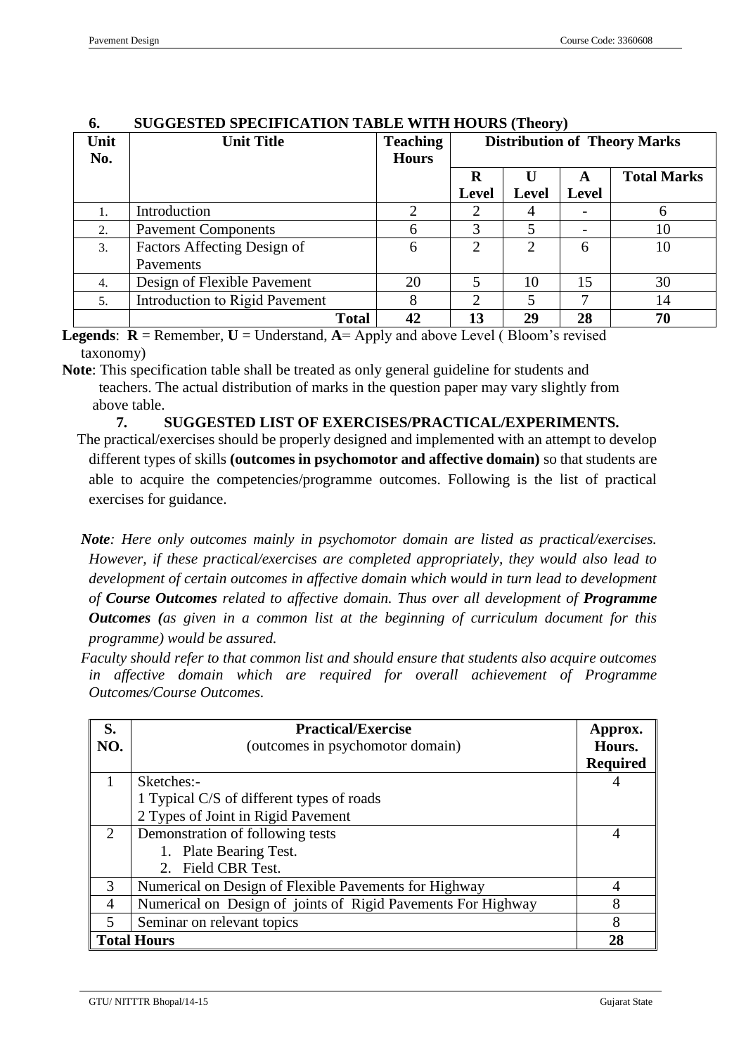## 6. SUGGESTED SPECIFICATION TABLE WITH HOURS (Theory)

| Unit No. | Unit Title | Teaching Hours | Distribution of Theory Marks | | | |
|---|---|---|---|---|---|---|
| | | | R Level | U Level | A Level | Total Marks |
| 1. | Introduction | 2 | 2 | 4 | - | 6 |
| 2. | Pavement Components | 6 | 3 | 5 | - | 10 |
| 3. | Factors Affecting Design of Pavements | 6 | 2 | 2 | 6 | 10 |
| 4. | Design of Flexible Pavement | 20 | 5 | 10 | 15 | 30 |
| 5. | Introduction to Rigid Pavement | 8 | 2 | 5 | 7 | 14 |
| | **Total** | **42** | **13** | **29** | **28** | **70** |

**Legends**: **R** = Remember, **U** = Understand, **A**= Apply and above Level ( Bloom's revised taxonomy)

**Note**: This specification table shall be treated as only general guideline for students and teachers. The actual distribution of marks in the question paper may vary slightly from above table.

## 7. SUGGESTED LIST OF EXERCISES/PRACTICAL/EXPERIMENTS.

The practical/exercises should be properly designed and implemented with an attempt to develop different types of skills **(outcomes in psychomotor and affective domain)** so that students are able to acquire the competencies/programme outcomes. Following is the list of practical exercises for guidance.

***Note**: Here only outcomes mainly in psychomotor domain are listed as practical/exercises. However, if these practical/exercises are completed appropriately, they would also lead to development of certain outcomes in affective domain which would in turn lead to development of **Course Outcomes** related to affective domain. Thus over all development of **Programme Outcomes (**as given in a common list at the beginning of curriculum document for this programme) would be assured.*

*Faculty should refer to that common list and should ensure that students also acquire outcomes in affective domain which are required for overall achievement of Programme Outcomes/Course Outcomes.*

| S. NO. | Practical/Exercise (outcomes in psychomotor domain) | Approx. Hours. Required |
|---|---|---|
| 1 | Sketches:-<br>1 Typical C/S of different types of roads<br>2 Types of Joint in Rigid Pavement | 4 |
| 2 | Demonstration of following tests<br>1. Plate Bearing Test.<br>2. Field CBR Test. | 4 |
| 3 | Numerical on Design of Flexible Pavements for Highway | 4 |
| 4 | Numerical on Design of joints of Rigid Pavements For Highway | 8 |
| 5 | Seminar on relevant topics | 8 |
| **Total Hours** | | **28** |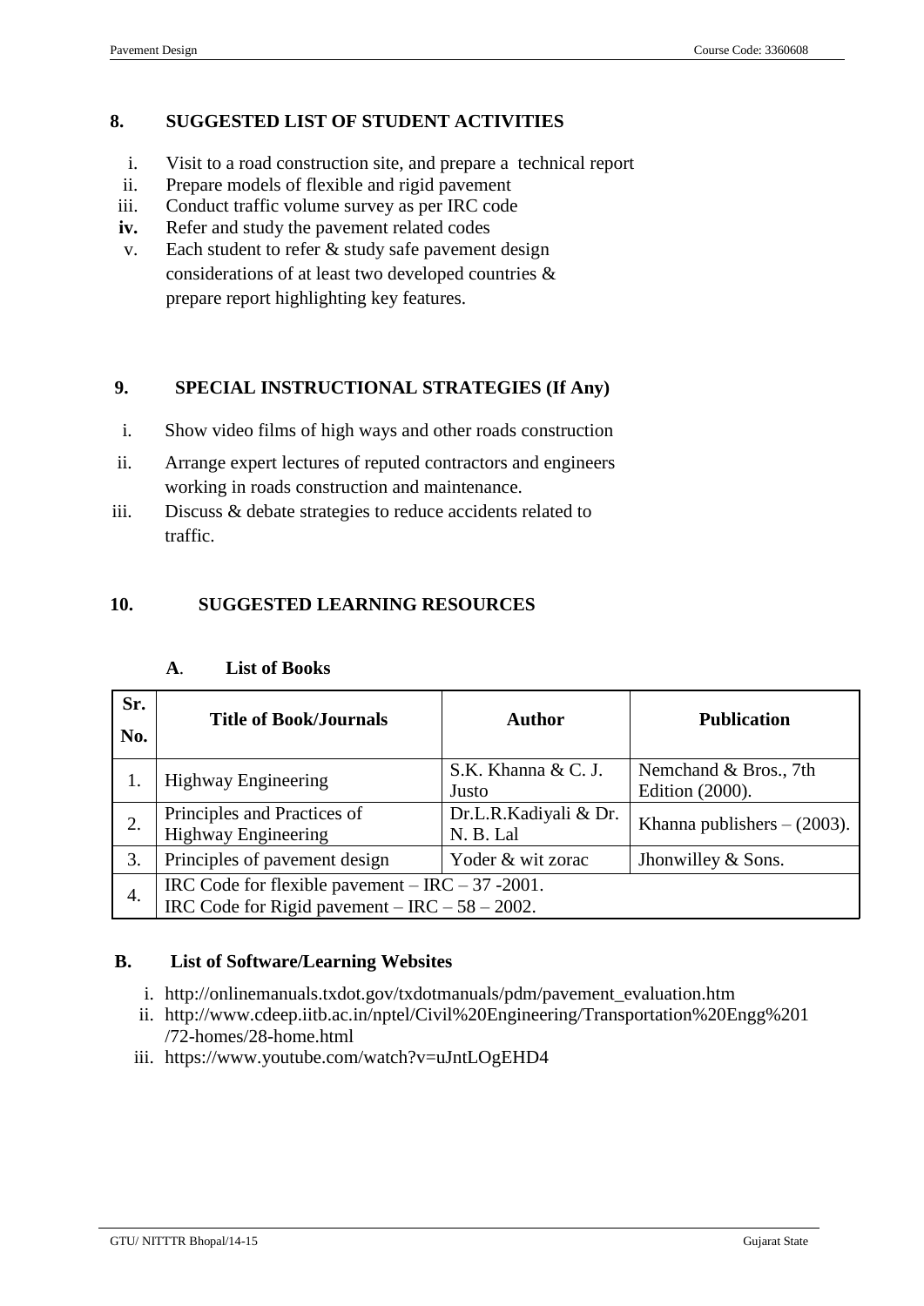## 8. SUGGESTED LIST OF STUDENT ACTIVITIES

i. Visit to a road construction site, and prepare a technical report
ii. Prepare models of flexible and rigid pavement
iii. Conduct traffic volume survey as per IRC code
**iv.** Refer and study the pavement related codes
v. Each student to refer & study safe pavement design considerations of at least two developed countries & prepare report highlighting key features.

## 9. SPECIAL INSTRUCTIONAL STRATEGIES (If Any)

i. Show video films of high ways and other roads construction
ii. Arrange expert lectures of reputed contractors and engineers working in roads construction and maintenance.
iii. Discuss & debate strategies to reduce accidents related to traffic.

## 10. SUGGESTED LEARNING RESOURCES

### A. List of Books

| Sr. No. | Title of Book/Journals | Author | Publication |
|---|---|---|---|
| 1. | Highway Engineering | S.K. Khanna & C. J. Justo | Nemchand & Bros., 7th Edition (2000). |
| 2. | Principles and Practices of Highway Engineering | Dr.L.R.Kadiyali & Dr. N. B. Lal | Khanna publishers – (2003). |
| 3. | Principles of pavement design | Yoder & wit zorac | Jhonwilley & Sons. |
| 4. | IRC Code for flexible pavement – IRC – 37 -2001.<br>IRC Code for Rigid pavement – IRC – 58 – 2002. | | |

### B. List of Software/Learning Websites

i. http://onlinemanuals.txdot.gov/txdotmanuals/pdm/pavement_evaluation.htm
ii. http://www.cdeep.iitb.ac.in/nptel/Civil%20Engineering/Transportation%20Engg%201/72-homes/28-home.html
iii. https://www.youtube.com/watch?v=uJntLOgEHD4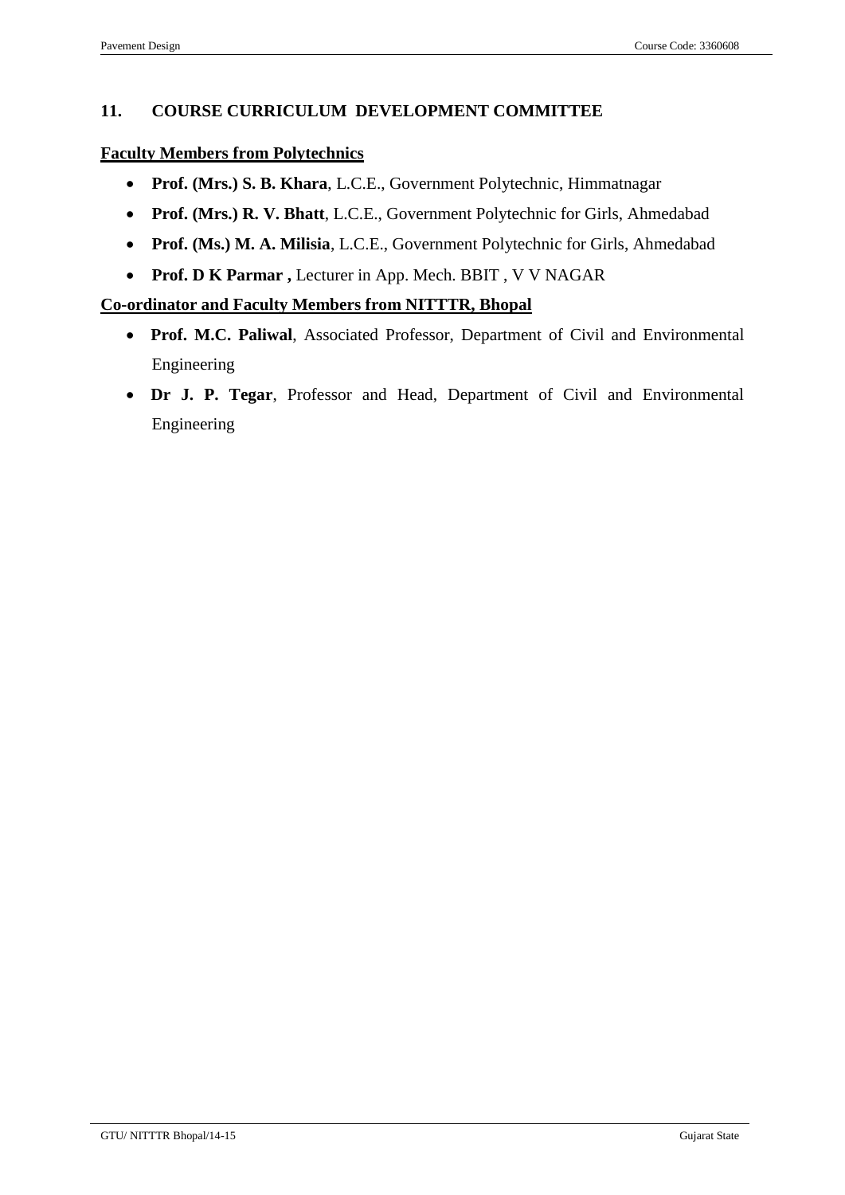## 11. COURSE CURRICULUM DEVELOPMENT COMMITTEE

**Faculty Members from Polytechnics**

- **Prof. (Mrs.) S. B. Khara**, L.C.E., Government Polytechnic, Himmatnagar
- **Prof. (Mrs.) R. V. Bhatt**, L.C.E., Government Polytechnic for Girls, Ahmedabad
- **Prof. (Ms.) M. A. Milisia**, L.C.E., Government Polytechnic for Girls, Ahmedabad
- **Prof. D K Parmar ,** Lecturer in App. Mech. BBIT , V V NAGAR

**Co-ordinator and Faculty Members from NITTTR, Bhopal**

- **Prof. M.C. Paliwal**, Associated Professor, Department of Civil and Environmental Engineering
- **Dr J. P. Tegar**, Professor and Head, Department of Civil and Environmental Engineering